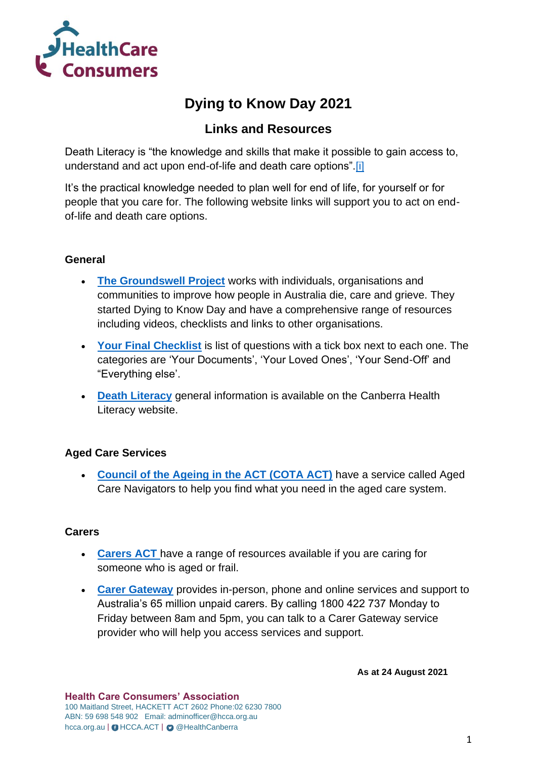# Dying to Know Day 2021

## Links and Resources

Death Literacy is "the knowledge and skills that make it possible to gain access to, understand and act upon end-of-life and death care options".[i]

It's the practical knowledge needed to plan well for end of life, for yourself or for people that you care for. The following website links will support you to act on end-of-life and death care options.

### General

- **The Groundswell Project** works with individuals, organisations and communities to improve how people in Australia die, care and grieve. They started Dying to Know Day and have a comprehensive range of resources including videos, checklists and links to other organisations.
- **Your Final Checklist** is list of questions with a tick box next to each one. The categories are 'Your Documents', 'Your Loved Ones', 'Your Send-Off' and "Everything else'.
- **Death Literacy** general information is available on the Canberra Health Literacy website.

### Aged Care Services

- **Council of the Ageing in the ACT (COTA ACT)** have a service called Aged Care Navigators to help you find what you need in the aged care system.

### Carers

- **Carers ACT** have a range of resources available if you are caring for someone who is aged or frail.
- **Carer Gateway** provides in-person, phone and online services and support to Australia's 65 million unpaid carers. By calling 1800 422 737 Monday to Friday between 8am and 5pm, you can talk to a Carer Gateway service provider who will help you access services and support.

**As at 24 August 2021**

**Health Care Consumers' Association**
100 Maitland Street, HACKETT ACT 2602 Phone:02 6230 7800
ABN: 59 698 548 902 Email: adminofficer@hcca.org.au
hcca.org.au | HCCA.ACT | @HealthCanberra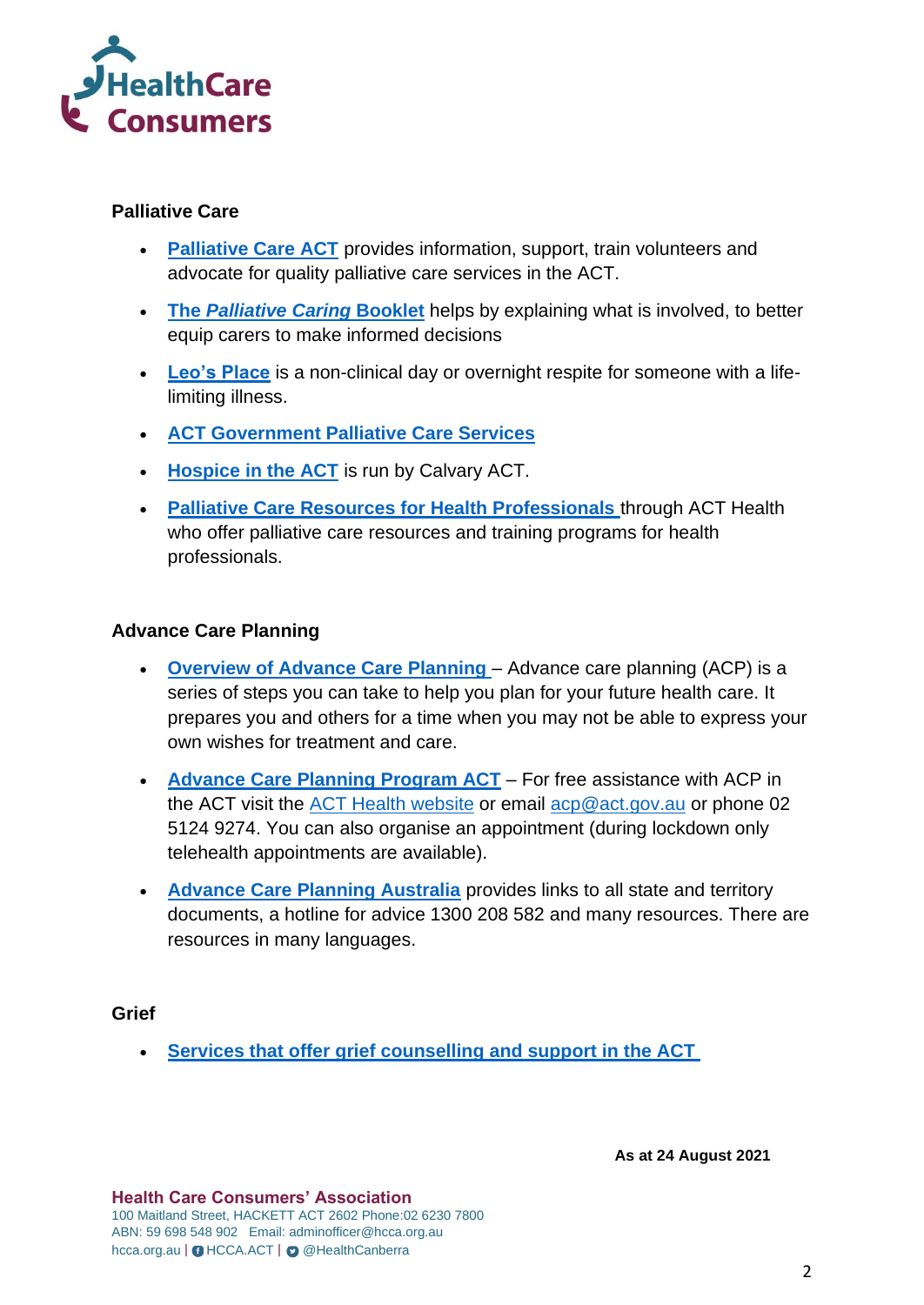**Palliative Care**

- **Palliative Care ACT** provides information, support, train volunteers and advocate for quality palliative care services in the ACT.
- **The *Palliative Caring* Booklet** helps by explaining what is involved, to better equip carers to make informed decisions
- **Leo's Place** is a non-clinical day or overnight respite for someone with a life-limiting illness.
- **ACT Government Palliative Care Services**
- **Hospice in the ACT** is run by Calvary ACT.
- **Palliative Care Resources for Health Professionals** through ACT Health who offer palliative care resources and training programs for health professionals.

**Advance Care Planning**

- **Overview of Advance Care Planning** – Advance care planning (ACP) is a series of steps you can take to help you plan for your future health care. It prepares you and others for a time when you may not be able to express your own wishes for treatment and care.
- **Advance Care Planning Program ACT** – For free assistance with ACP in the ACT visit the ACT Health website or email acp@act.gov.au or phone 02 5124 9274. You can also organise an appointment (during lockdown only telehealth appointments are available).
- **Advance Care Planning Australia** provides links to all state and territory documents, a hotline for advice 1300 208 582 and many resources. There are resources in many languages.

**Grief**

- **Services that offer grief counselling and support in the ACT**

**As at 24 August 2021**

**Health Care Consumers' Association**
100 Maitland Street, HACKETT ACT 2602 Phone:02 6230 7800
ABN: 59 698 548 902 Email: adminofficer@hcca.org.au
hcca.org.au | HCCA.ACT | @HealthCanberra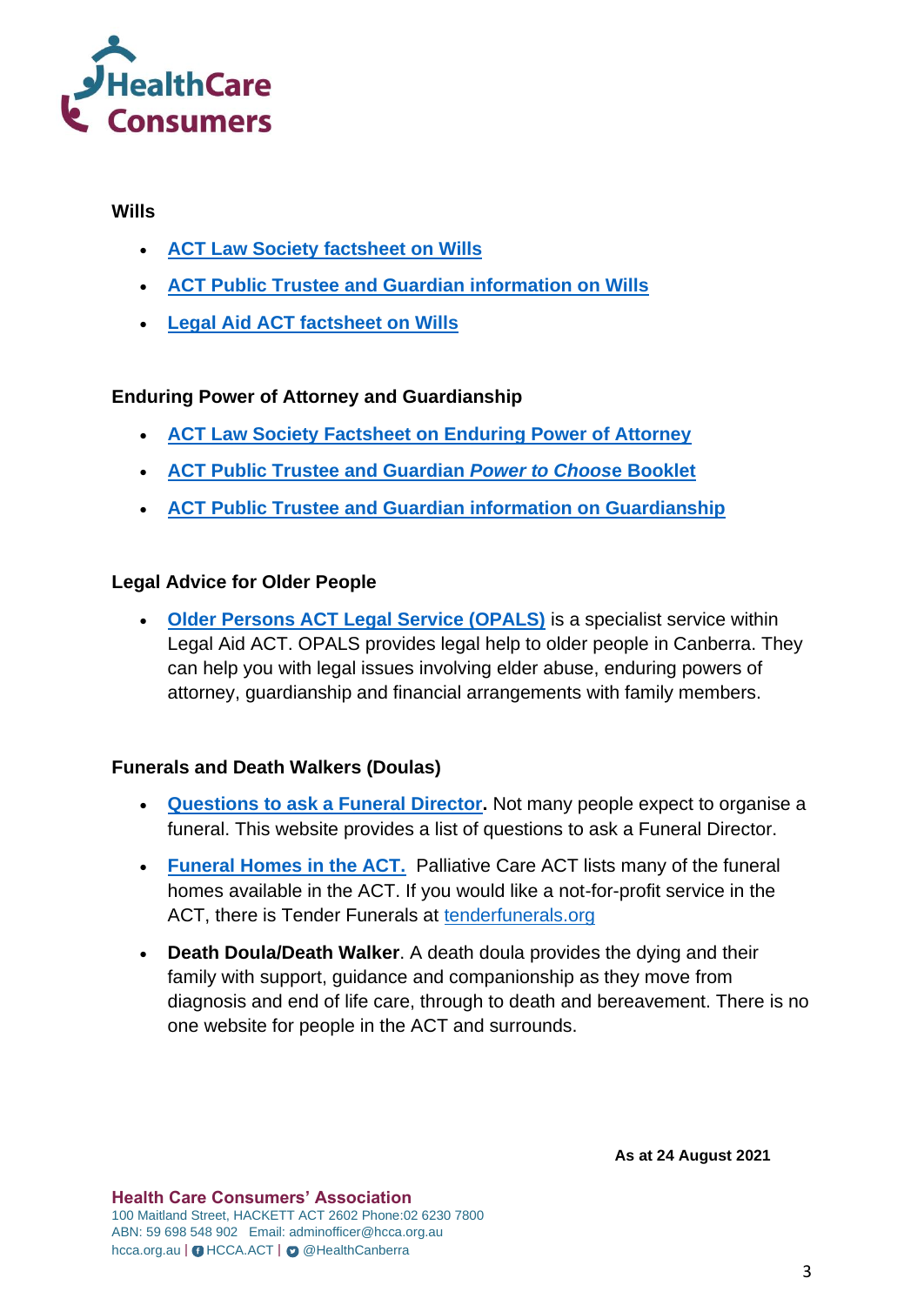### Wills

- **ACT Law Society factsheet on Wills**
- **ACT Public Trustee and Guardian information on Wills**
- **Legal Aid ACT factsheet on Wills**

### Enduring Power of Attorney and Guardianship

- **ACT Law Society Factsheet on Enduring Power of Attorney**
- **ACT Public Trustee and Guardian *Power to Choose* Booklet**
- **ACT Public Trustee and Guardian information on Guardianship**

### Legal Advice for Older People

- **Older Persons ACT Legal Service (OPALS)** is a specialist service within Legal Aid ACT. OPALS provides legal help to older people in Canberra. They can help you with legal issues involving elder abuse, enduring powers of attorney, guardianship and financial arrangements with family members.

### Funerals and Death Walkers (Doulas)

- **Questions to ask a Funeral Director.** Not many people expect to organise a funeral. This website provides a list of questions to ask a Funeral Director.
- **Funeral Homes in the ACT.** Palliative Care ACT lists many of the funeral homes available in the ACT. If you would like a not-for-profit service in the ACT, there is Tender Funerals at tenderfunerals.org
- **Death Doula/Death Walker**. A death doula provides the dying and their family with support, guidance and companionship as they move from diagnosis and end of life care, through to death and bereavement. There is no one website for people in the ACT and surrounds.

**As at 24 August 2021**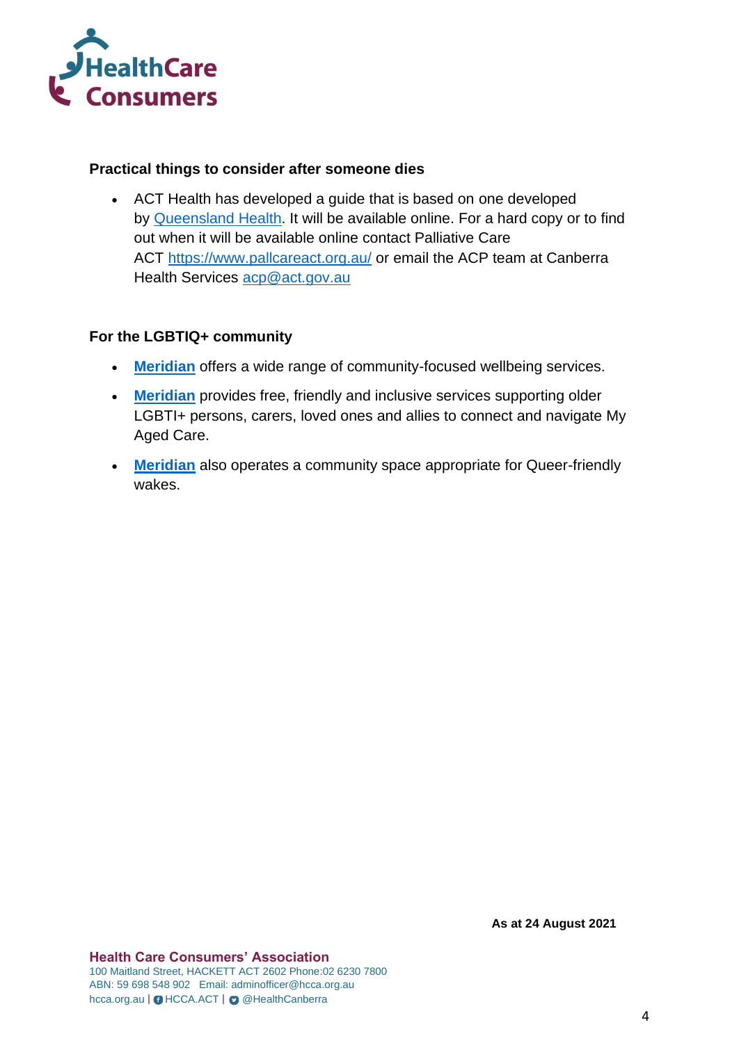### Practical things to consider after someone dies

- ACT Health has developed a guide that is based on one developed by Queensland Health. It will be available online. For a hard copy or to find out when it will be available online contact Palliative Care ACT https://www.pallcareact.org.au/ or email the ACP team at Canberra Health Services acp@act.gov.au

### For the LGBTIQ+ community

- **Meridian** offers a wide range of community-focused wellbeing services.
- **Meridian** provides free, friendly and inclusive services supporting older LGBTI+ persons, carers, loved ones and allies to connect and navigate My Aged Care.
- **Meridian** also operates a community space appropriate for Queer-friendly wakes.

**As at 24 August 2021**